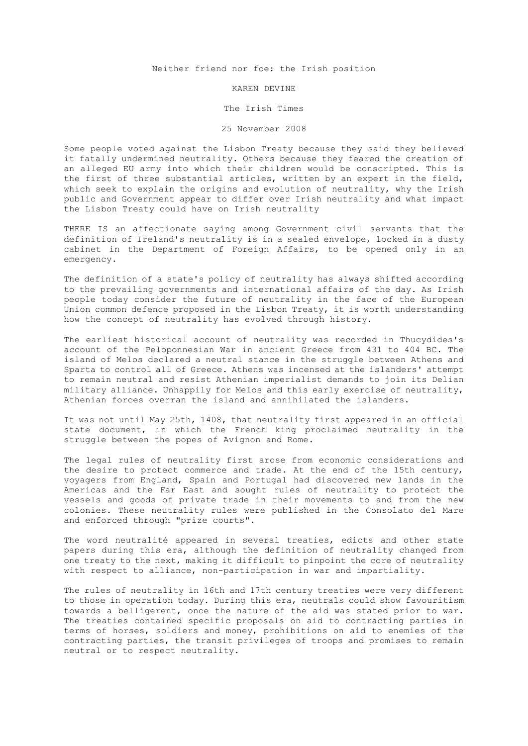# Neither friend nor foe: the Irish position

KAREN DEVINE

The Irish Times

25 November 2008

Some people voted against the Lisbon Treaty because they said they believed it fatally undermined neutrality. Others because they feared the creation of an alleged EU army into which their children would be conscripted. This is the first of three substantial articles, written by an expert in the field, which seek to explain the origins and evolution of neutrality, why the Irish public and Government appear to differ over Irish neutrality and what impact the Lisbon Treaty could have on Irish neutrality

THERE IS an affectionate saying among Government civil servants that the definition of Ireland's neutrality is in a sealed envelope, locked in a dusty cabinet in the Department of Foreign Affairs, to be opened only in an emergency.

The definition of a state's policy of neutrality has always shifted according to the prevailing governments and international affairs of the day. As Irish people today consider the future of neutrality in the face of the European Union common defence proposed in the Lisbon Treaty, it is worth understanding how the concept of neutrality has evolved through history.

The earliest historical account of neutrality was recorded in Thucydides's account of the Peloponnesian War in ancient Greece from 431 to 404 BC. The island of Melos declared a neutral stance in the struggle between Athens and Sparta to control all of Greece. Athens was incensed at the islanders' attempt to remain neutral and resist Athenian imperialist demands to join its Delian military alliance. Unhappily for Melos and this early exercise of neutrality, Athenian forces overran the island and annihilated the islanders.

It was not until May 25th, 1408, that neutrality first appeared in an official state document, in which the French king proclaimed neutrality in the struggle between the popes of Avignon and Rome.

The legal rules of neutrality first arose from economic considerations and the desire to protect commerce and trade. At the end of the 15th century, voyagers from England, Spain and Portugal had discovered new lands in the Americas and the Far East and sought rules of neutrality to protect the vessels and goods of private trade in their movements to and from the new colonies. These neutrality rules were published in the Consolato del Mare and enforced through "prize courts".

The word neutralité appeared in several treaties, edicts and other state papers during this era, although the definition of neutrality changed from one treaty to the next, making it difficult to pinpoint the core of neutrality with respect to alliance, non-participation in war and impartiality.

The rules of neutrality in 16th and 17th century treaties were very different to those in operation today. During this era, neutrals could show favouritism towards a belligerent, once the nature of the aid was stated prior to war. The treaties contained specific proposals on aid to contracting parties in terms of horses, soldiers and money, prohibitions on aid to enemies of the contracting parties, the transit privileges of troops and promises to remain neutral or to respect neutrality.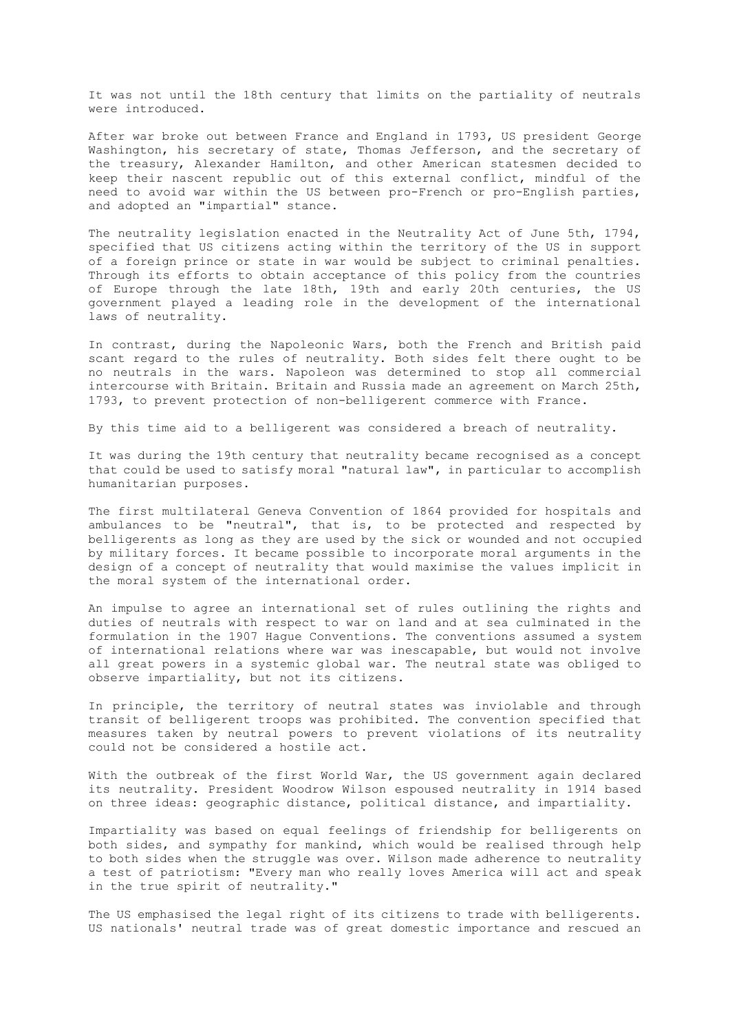It was not until the 18th century that limits on the partiality of neutrals were introduced.

After war broke out between France and England in 1793, US president George Washington, his secretary of state, Thomas Jefferson, and the secretary of the treasury, Alexander Hamilton, and other American statesmen decided to keep their nascent republic out of this external conflict, mindful of the need to avoid war within the US between pro-French or pro-English parties, and adopted an "impartial" stance.

The neutrality legislation enacted in the Neutrality Act of June 5th, 1794, specified that US citizens acting within the territory of the US in support of a foreign prince or state in war would be subject to criminal penalties. Through its efforts to obtain acceptance of this policy from the countries of Europe through the late 18th, 19th and early 20th centuries, the US government played a leading role in the development of the international laws of neutrality.

In contrast, during the Napoleonic Wars, both the French and British paid scant regard to the rules of neutrality. Both sides felt there ought to be no neutrals in the wars. Napoleon was determined to stop all commercial intercourse with Britain. Britain and Russia made an agreement on March 25th, 1793, to prevent protection of non-belligerent commerce with France.

By this time aid to a belligerent was considered a breach of neutrality.

It was during the 19th century that neutrality became recognised as a concept that could be used to satisfy moral "natural law", in particular to accomplish humanitarian purposes.

The first multilateral Geneva Convention of 1864 provided for hospitals and ambulances to be "neutral", that is, to be protected and respected by belligerents as long as they are used by the sick or wounded and not occupied by military forces. It became possible to incorporate moral arguments in the design of a concept of neutrality that would maximise the values implicit in the moral system of the international order.

An impulse to agree an international set of rules outlining the rights and duties of neutrals with respect to war on land and at sea culminated in the formulation in the 1907 Hague Conventions. The conventions assumed a system of international relations where war was inescapable, but would not involve all great powers in a systemic global war. The neutral state was obliged to observe impartiality, but not its citizens.

In principle, the territory of neutral states was inviolable and through transit of belligerent troops was prohibited. The convention specified that measures taken by neutral powers to prevent violations of its neutrality could not be considered a hostile act.

With the outbreak of the first World War, the US government again declared its neutrality. President Woodrow Wilson espoused neutrality in 1914 based on three ideas: geographic distance, political distance, and impartiality.

Impartiality was based on equal feelings of friendship for belligerents on both sides, and sympathy for mankind, which would be realised through help to both sides when the struggle was over. Wilson made adherence to neutrality a test of patriotism: "Every man who really loves America will act and speak in the true spirit of neutrality."

The US emphasised the legal right of its citizens to trade with belligerents. US nationals' neutral trade was of great domestic importance and rescued an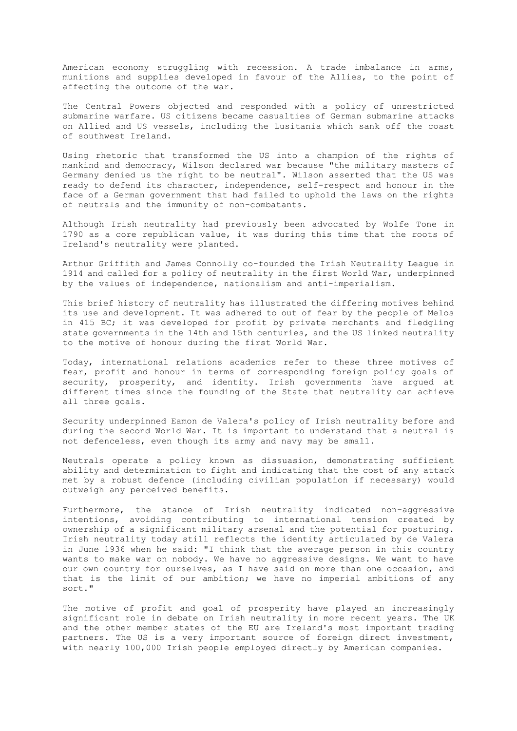American economy struggling with recession. A trade imbalance in arms, munitions and supplies developed in favour of the Allies, to the point of affecting the outcome of the war.

The Central Powers objected and responded with a policy of unrestricted submarine warfare. US citizens became casualties of German submarine attacks on Allied and US vessels, including the Lusitania which sank off the coast of southwest Ireland.

Using rhetoric that transformed the US into a champion of the rights of mankind and democracy, Wilson declared war because "the military masters of Germany denied us the right to be neutral". Wilson asserted that the US was ready to defend its character, independence, self-respect and honour in the face of a German government that had failed to uphold the laws on the rights of neutrals and the immunity of non-combatants.

Although Irish neutrality had previously been advocated by Wolfe Tone in 1790 as a core republican value, it was during this time that the roots of Ireland's neutrality were planted.

Arthur Griffith and James Connolly co-founded the Irish Neutrality League in 1914 and called for a policy of neutrality in the first World War, underpinned by the values of independence, nationalism and anti-imperialism.

This brief history of neutrality has illustrated the differing motives behind its use and development. It was adhered to out of fear by the people of Melos in 415 BC; it was developed for profit by private merchants and fledgling state governments in the 14th and 15th centuries, and the US linked neutrality to the motive of honour during the first World War.

Today, international relations academics refer to these three motives of fear, profit and honour in terms of corresponding foreign policy goals of security, prosperity, and identity. Irish governments have argued at different times since the founding of the State that neutrality can achieve all three goals.

Security underpinned Eamon de Valera's policy of Irish neutrality before and during the second World War. It is important to understand that a neutral is not defenceless, even though its army and navy may be small.

Neutrals operate a policy known as dissuasion, demonstrating sufficient ability and determination to fight and indicating that the cost of any attack met by a robust defence (including civilian population if necessary) would outweigh any perceived benefits.

Furthermore, the stance of Irish neutrality indicated non-aggressive intentions, avoiding contributing to international tension created by ownership of a significant military arsenal and the potential for posturing. Irish neutrality today still reflects the identity articulated by de Valera in June 1936 when he said: "I think that the average person in this country wants to make war on nobody. We have no aggressive designs. We want to have our own country for ourselves, as I have said on more than one occasion, and that is the limit of our ambition; we have no imperial ambitions of any sort."

The motive of profit and goal of prosperity have played an increasingly significant role in debate on Irish neutrality in more recent years. The UK and the other member states of the EU are Ireland's most important trading partners. The US is a very important source of foreign direct investment, with nearly 100,000 Irish people employed directly by American companies.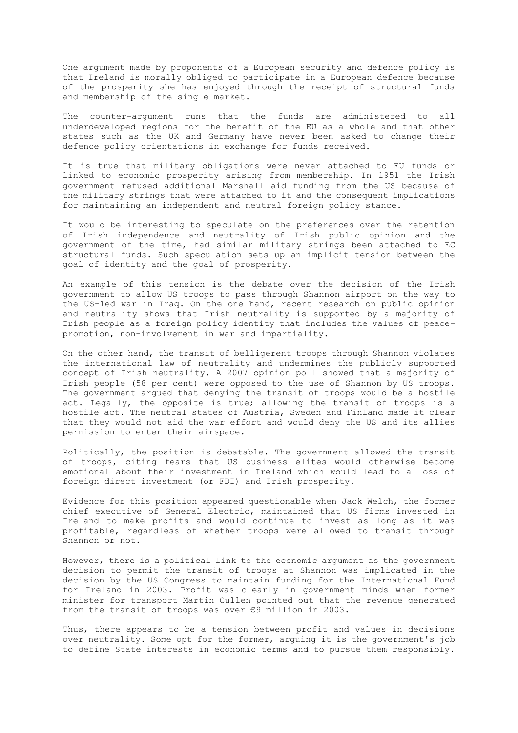One argument made by proponents of a European security and defence policy is that Ireland is morally obliged to participate in a European defence because of the prosperity she has enjoyed through the receipt of structural funds and membership of the single market.

The counter-argument runs that the funds are administered to all underdeveloped regions for the benefit of the EU as a whole and that other states such as the UK and Germany have never been asked to change their defence policy orientations in exchange for funds received.

It is true that military obligations were never attached to EU funds or linked to economic prosperity arising from membership. In 1951 the Irish government refused additional Marshall aid funding from the US because of the military strings that were attached to it and the consequent implications for maintaining an independent and neutral foreign policy stance.

It would be interesting to speculate on the preferences over the retention of Irish independence and neutrality of Irish public opinion and the government of the time, had similar military strings been attached to EC structural funds. Such speculation sets up an implicit tension between the goal of identity and the goal of prosperity.

An example of this tension is the debate over the decision of the Irish government to allow US troops to pass through Shannon airport on the way to the US-led war in Iraq. On the one hand, recent research on public opinion and neutrality shows that Irish neutrality is supported by a majority of Irish people as a foreign policy identity that includes the values of peace-promotion, non-involvement in war and impartiality.

On the other hand, the transit of belligerent troops through Shannon violates the international law of neutrality and undermines the publicly supported concept of Irish neutrality. A 2007 opinion poll showed that a majority of Irish people (58 per cent) were opposed to the use of Shannon by US troops. The government argued that denying the transit of troops would be a hostile act. Legally, the opposite is true; allowing the transit of troops is a hostile act. The neutral states of Austria, Sweden and Finland made it clear that they would not aid the war effort and would deny the US and its allies permission to enter their airspace.

Politically, the position is debatable. The government allowed the transit of troops, citing fears that US business elites would otherwise become emotional about their investment in Ireland which would lead to a loss of foreign direct investment (or FDI) and Irish prosperity.

Evidence for this position appeared questionable when Jack Welch, the former chief executive of General Electric, maintained that US firms invested in Ireland to make profits and would continue to invest as long as it was profitable, regardless of whether troops were allowed to transit through Shannon or not.

However, there is a political link to the economic argument as the government decision to permit the transit of troops at Shannon was implicated in the decision by the US Congress to maintain funding for the International Fund for Ireland in 2003. Profit was clearly in government minds when former minister for transport Martin Cullen pointed out that the revenue generated from the transit of troops was over €9 million in 2003.

Thus, there appears to be a tension between profit and values in decisions over neutrality. Some opt for the former, arguing it is the government's job to define State interests in economic terms and to pursue them responsibly.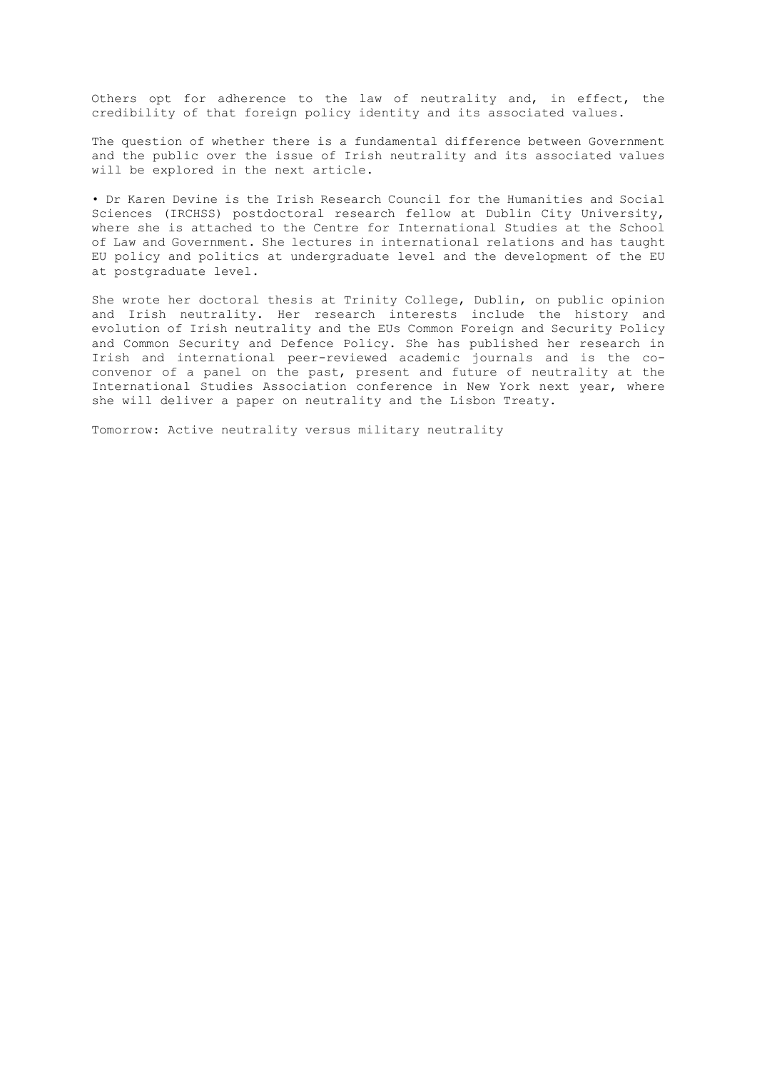Others opt for adherence to the law of neutrality and, in effect, the credibility of that foreign policy identity and its associated values.

The question of whether there is a fundamental difference between Government and the public over the issue of Irish neutrality and its associated values will be explored in the next article.

• Dr Karen Devine is the Irish Research Council for the Humanities and Social Sciences (IRCHSS) postdoctoral research fellow at Dublin City University, where she is attached to the Centre for International Studies at the School of Law and Government. She lectures in international relations and has taught EU policy and politics at undergraduate level and the development of the EU at postgraduate level.

She wrote her doctoral thesis at Trinity College, Dublin, on public opinion and Irish neutrality. Her research interests include the history and evolution of Irish neutrality and the EUs Common Foreign and Security Policy and Common Security and Defence Policy. She has published her research in Irish and international peer-reviewed academic journals and is the co-convenor of a panel on the past, present and future of neutrality at the International Studies Association conference in New York next year, where she will deliver a paper on neutrality and the Lisbon Treaty.

Tomorrow: Active neutrality versus military neutrality